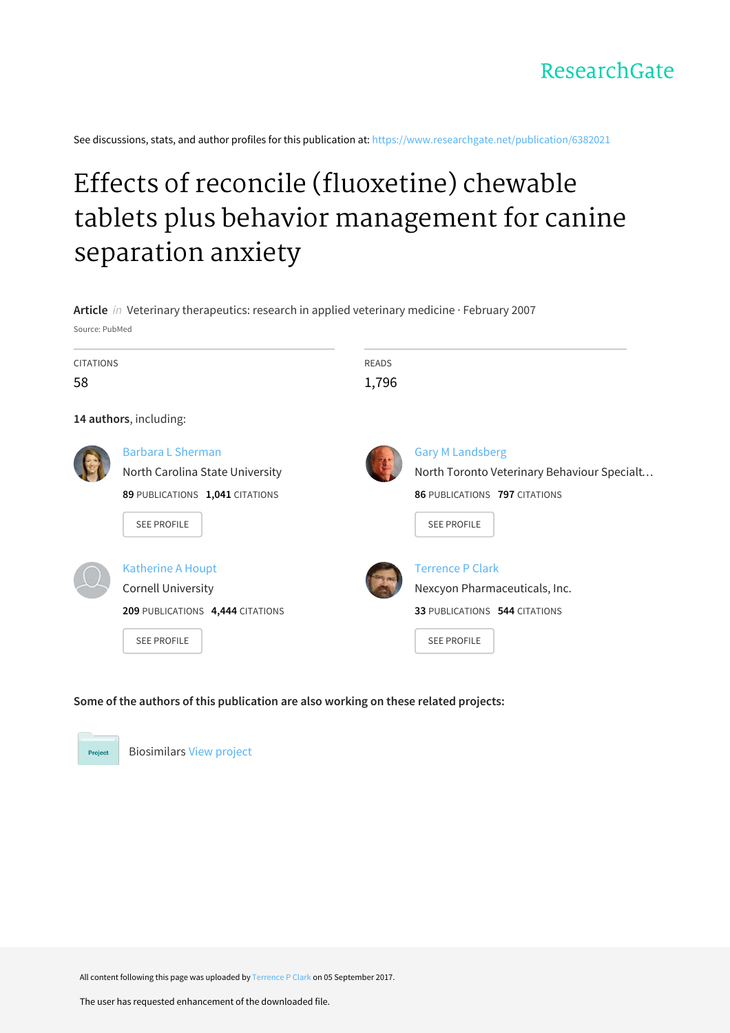ResearchGate

See discussions, stats, and author profiles for this publication at: https://www.researchgate.net/publication/6382021

# Effects of reconcile (fluoxetine) chewable tablets plus behavior management for canine separation anxiety

**Article** *in* Veterinary therapeutics: research in applied veterinary medicine · February 2007

Source: PubMed

CITATIONS
58

READS
1,796

**14 authors**, including:

Barbara L Sherman
North Carolina State University
**89** PUBLICATIONS **1,041** CITATIONS
SEE PROFILE

Gary M Landsberg
North Toronto Veterinary Behaviour Specialt...
**86** PUBLICATIONS **797** CITATIONS
SEE PROFILE

Katherine A Houpt
Cornell University
**209** PUBLICATIONS **4,444** CITATIONS
SEE PROFILE

Terrence P Clark
Nexcyon Pharmaceuticals, Inc.
**33** PUBLICATIONS **544** CITATIONS
SEE PROFILE

**Some of the authors of this publication are also working on these related projects:**

Project: Biosimilars View project

All content following this page was uploaded by Terrence P Clark on 05 September 2017.

The user has requested enhancement of the downloaded file.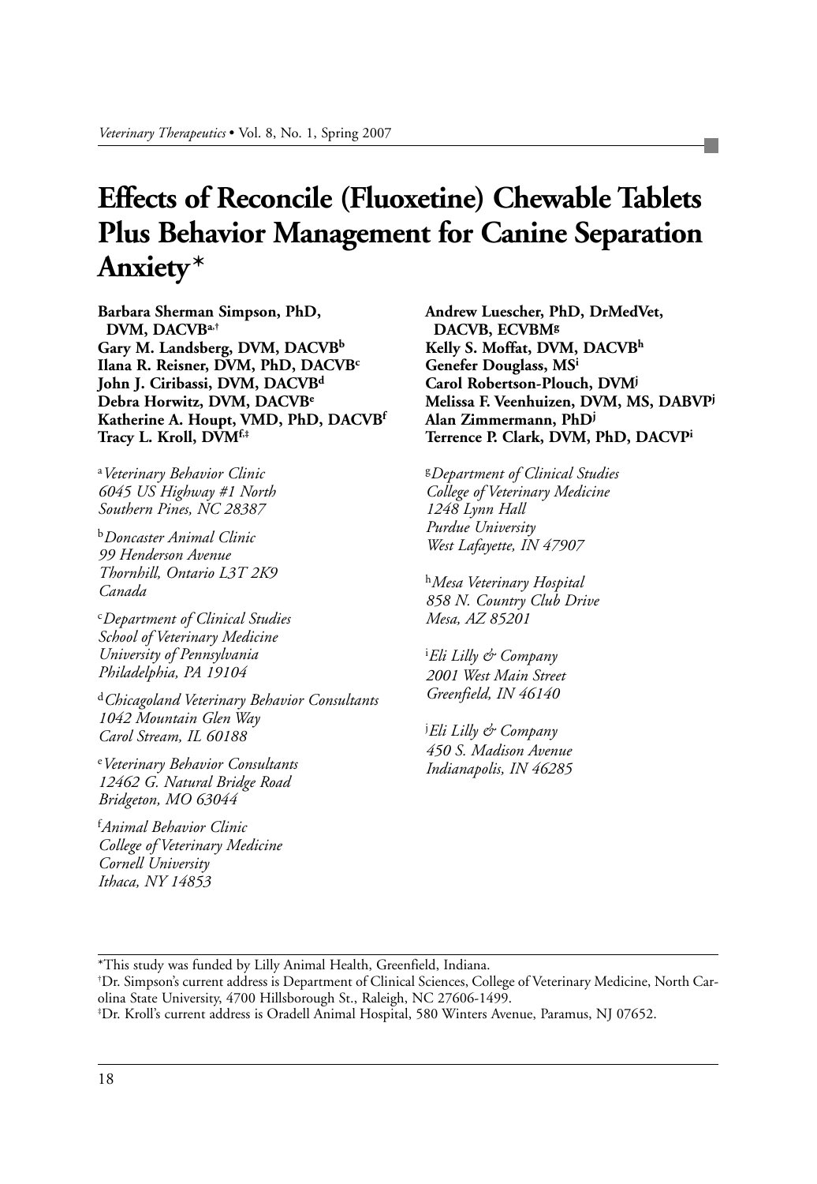# Effects of Reconcile (Fluoxetine) Chewable Tablets Plus Behavior Management for Canine Separation Anxiety*

**Barbara Sherman Simpson, PhD, DVM, DACVB[a,†]**
**Gary M. Landsberg, DVM, DACVB[b]**
**Ilana R. Reisner, DVM, PhD, DACVB[c]**
**John J. Ciribassi, DVM, DACVB[d]**
**Debra Horwitz, DVM, DACVB[e]**
**Katherine A. Houpt, VMD, PhD, DACVB[f]**
**Tracy L. Kroll, DVM[f,‡]**
**Andrew Luescher, PhD, DrMedVet, DACVB, ECVBM[g]**
**Kelly S. Moffat, DVM, DACVB[h]**
**Genefer Douglass, MS[i]**
**Carol Robertson-Plouch, DVM[j]**
**Melissa F. Veenhuizen, DVM, MS, DABVP[j]**
**Alan Zimmermann, PhD[j]**
**Terrence P. Clark, DVM, PhD, DACVP[i]**

[a]*Veterinary Behavior Clinic*
*6045 US Highway #1 North*
*Southern Pines, NC 28387*

[b]*Doncaster Animal Clinic*
*99 Henderson Avenue*
*Thornhill, Ontario L3T 2K9*
*Canada*

[c]*Department of Clinical Studies*
*School of Veterinary Medicine*
*University of Pennsylvania*
*Philadelphia, PA 19104*

[d]*Chicagoland Veterinary Behavior Consultants*
*1042 Mountain Glen Way*
*Carol Stream, IL 60188*

[e]*Veterinary Behavior Consultants*
*12462 G. Natural Bridge Road*
*Bridgeton, MO 63044*

[f]*Animal Behavior Clinic*
*College of Veterinary Medicine*
*Cornell University*
*Ithaca, NY 14853*

[g]*Department of Clinical Studies*
*College of Veterinary Medicine*
*1248 Lynn Hall*
*Purdue University*
*West Lafayette, IN 47907*

[h]*Mesa Veterinary Hospital*
*858 N. Country Club Drive*
*Mesa, AZ 85201*

[i]*Eli Lilly & Company*
*2001 West Main Street*
*Greenfield, IN 46140*

[j]*Eli Lilly & Company*
*450 S. Madison Avenue*
*Indianapolis, IN 46285*

---

*This study was funded by Lilly Animal Health, Greenfield, Indiana.
†Dr. Simpson's current address is Department of Clinical Sciences, College of Veterinary Medicine, North Carolina State University, 4700 Hillsborough St., Raleigh, NC 27606-1499.
‡Dr. Kroll's current address is Oradell Animal Hospital, 580 Winters Avenue, Paramus, NJ 07652.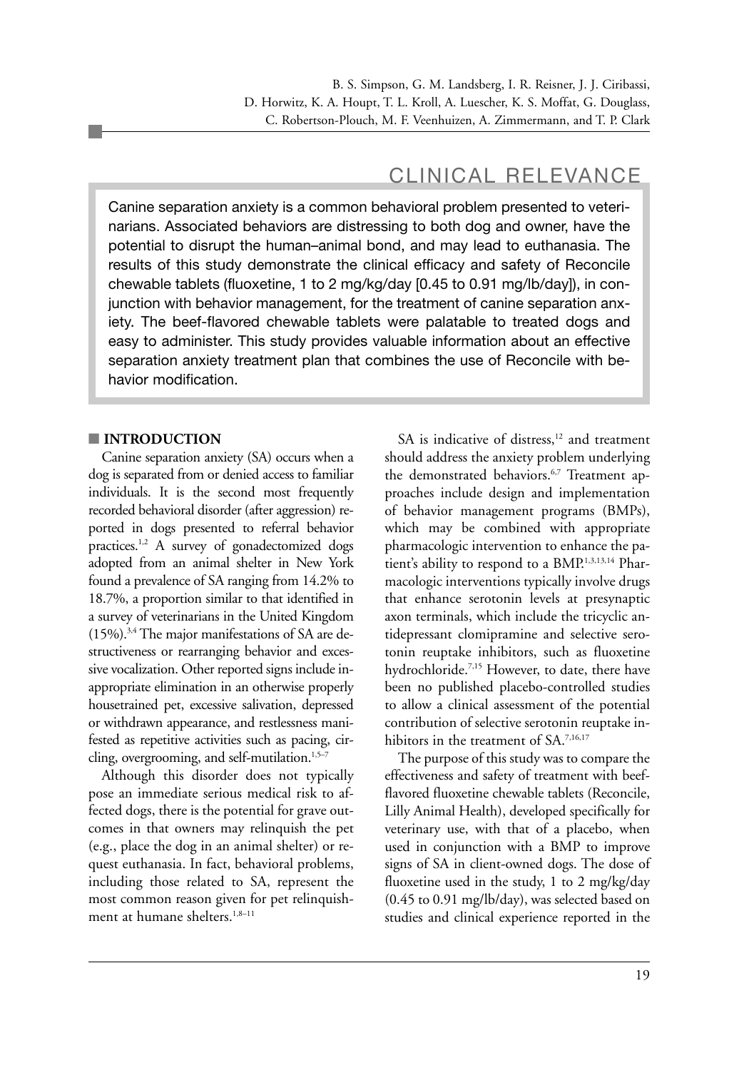B. S. Simpson, G. M. Landsberg, I. R. Reisner, J. J. Ciribassi, D. Horwitz, K. A. Houpt, T. L. Kroll, A. Luescher, K. S. Moffat, G. Douglass, C. Robertson-Plouch, M. F. Veenhuizen, A. Zimmermann, and T. P. Clark

## CLINICAL RELEVANCE

Canine separation anxiety is a common behavioral problem presented to veterinarians. Associated behaviors are distressing to both dog and owner, have the potential to disrupt the human–animal bond, and may lead to euthanasia. The results of this study demonstrate the clinical efficacy and safety of Reconcile chewable tablets (fluoxetine, 1 to 2 mg/kg/day [0.45 to 0.91 mg/lb/day]), in conjunction with behavior management, for the treatment of canine separation anxiety. The beef-flavored chewable tablets were palatable to treated dogs and easy to administer. This study provides valuable information about an effective separation anxiety treatment plan that combines the use of Reconcile with behavior modification.

## INTRODUCTION

Canine separation anxiety (SA) occurs when a dog is separated from or denied access to familiar individuals. It is the second most frequently recorded behavioral disorder (after aggression) reported in dogs presented to referral behavior practices.[1,2] A survey of gonadectomized dogs adopted from an animal shelter in New York found a prevalence of SA ranging from 14.2% to 18.7%, a proportion similar to that identified in a survey of veterinarians in the United Kingdom (15%).[3,4] The major manifestations of SA are destructiveness or rearranging behavior and excessive vocalization. Other reported signs include inappropriate elimination in an otherwise properly housetrained pet, excessive salivation, depressed or withdrawn appearance, and restlessness manifested as repetitive activities such as pacing, circling, overgrooming, and self-mutilation.[1,5–7]

Although this disorder does not typically pose an immediate serious medical risk to affected dogs, there is the potential for grave outcomes in that owners may relinquish the pet (e.g., place the dog in an animal shelter) or request euthanasia. In fact, behavioral problems, including those related to SA, represent the most common reason given for pet relinquishment at humane shelters.[1,8–11]

SA is indicative of distress,[12] and treatment should address the anxiety problem underlying the demonstrated behaviors.[6,7] Treatment approaches include design and implementation of behavior management programs (BMPs), which may be combined with appropriate pharmacologic intervention to enhance the patient's ability to respond to a BMP.[1,3,13,14] Pharmacologic interventions typically involve drugs that enhance serotonin levels at presynaptic axon terminals, which include the tricyclic antidepressant clomipramine and selective serotonin reuptake inhibitors, such as fluoxetine hydrochloride.[7,15] However, to date, there have been no published placebo-controlled studies to allow a clinical assessment of the potential contribution of selective serotonin reuptake inhibitors in the treatment of SA.[7,16,17]

The purpose of this study was to compare the effectiveness and safety of treatment with beef-flavored fluoxetine chewable tablets (Reconcile, Lilly Animal Health), developed specifically for veterinary use, with that of a placebo, when used in conjunction with a BMP to improve signs of SA in client-owned dogs. The dose of fluoxetine used in the study, 1 to 2 mg/kg/day (0.45 to 0.91 mg/lb/day), was selected based on studies and clinical experience reported in the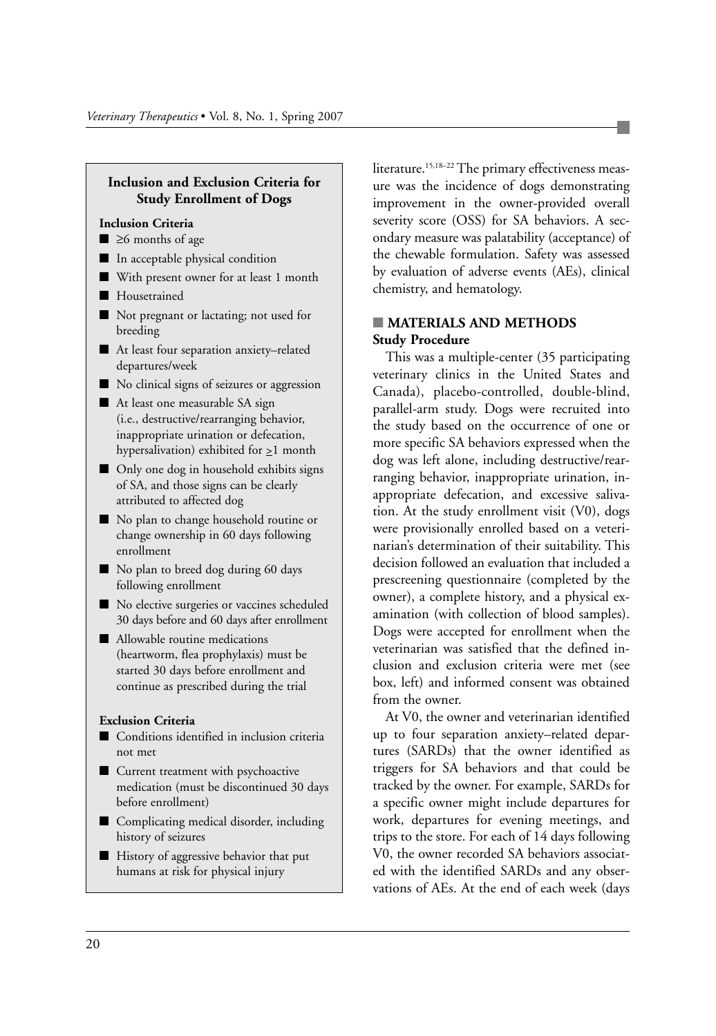### Inclusion and Exclusion Criteria for Study Enrollment of Dogs

**Inclusion Criteria**

- ≥6 months of age
- In acceptable physical condition
- With present owner for at least 1 month
- Housetrained
- Not pregnant or lactating; not used for breeding
- At least four separation anxiety–related departures/week
- No clinical signs of seizures or aggression
- At least one measurable SA sign (i.e., destructive/rearranging behavior, inappropriate urination or defecation, hypersalivation) exhibited for ≥1 month
- Only one dog in household exhibits signs of SA, and those signs can be clearly attributed to affected dog
- No plan to change household routine or change ownership in 60 days following enrollment
- No plan to breed dog during 60 days following enrollment
- No elective surgeries or vaccines scheduled 30 days before and 60 days after enrollment
- Allowable routine medications (heartworm, flea prophylaxis) must be started 30 days before enrollment and continue as prescribed during the trial

**Exclusion Criteria**

- Conditions identified in inclusion criteria not met
- Current treatment with psychoactive medication (must be discontinued 30 days before enrollment)
- Complicating medical disorder, including history of seizures
- History of aggressive behavior that put humans at risk for physical injury

literature.[15,18–22] The primary effectiveness measure was the incidence of dogs demonstrating improvement in the owner-provided overall severity score (OSS) for SA behaviors. A secondary measure was palatability (acceptance) of the chewable formulation. Safety was assessed by evaluation of adverse events (AEs), clinical chemistry, and hematology.

## MATERIALS AND METHODS

### Study Procedure

This was a multiple-center (35 participating veterinary clinics in the United States and Canada), placebo-controlled, double-blind, parallel-arm study. Dogs were recruited into the study based on the occurrence of one or more specific SA behaviors expressed when the dog was left alone, including destructive/rearranging behavior, inappropriate urination, inappropriate defecation, and excessive salivation. At the study enrollment visit (V0), dogs were provisionally enrolled based on a veterinarian's determination of their suitability. This decision followed an evaluation that included a prescreening questionnaire (completed by the owner), a complete history, and a physical examination (with collection of blood samples). Dogs were accepted for enrollment when the veterinarian was satisfied that the defined inclusion and exclusion criteria were met (see box, left) and informed consent was obtained from the owner.

At V0, the owner and veterinarian identified up to four separation anxiety–related departures (SARDs) that the owner identified as triggers for SA behaviors and that could be tracked by the owner. For example, SARDs for a specific owner might include departures for work, departures for evening meetings, and trips to the store. For each of 14 days following V0, the owner recorded SA behaviors associated with the identified SARDs and any observations of AEs. At the end of each week (days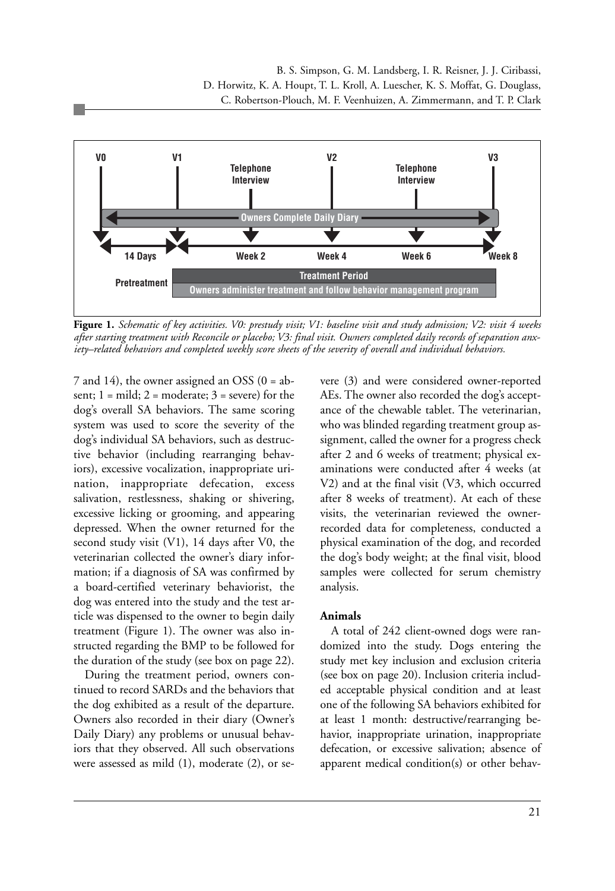**Figure 1.** *Schematic of key activities. V0: prestudy visit; V1: baseline visit and study admission; V2: visit 4 weeks after starting treatment with Reconcile or placebo; V3: final visit. Owners completed daily records of separation anxiety–related behaviors and completed weekly score sheets of the severity of overall and individual behaviors.*

7 and 14), the owner assigned an OSS (0 = absent; 1 = mild; 2 = moderate; 3 = severe) for the dog's overall SA behaviors. The same scoring system was used to score the severity of the dog's individual SA behaviors, such as destructive behavior (including rearranging behaviors), excessive vocalization, inappropriate urination, inappropriate defecation, excess salivation, restlessness, shaking or shivering, excessive licking or grooming, and appearing depressed. When the owner returned for the second study visit (V1), 14 days after V0, the veterinarian collected the owner's diary information; if a diagnosis of SA was confirmed by a board-certified veterinary behaviorist, the dog was entered into the study and the test article was dispensed to the owner to begin daily treatment (Figure 1). The owner was also instructed regarding the BMP to be followed for the duration of the study (see box on page 22).

During the treatment period, owners continued to record SARDs and the behaviors that the dog exhibited as a result of the departure. Owners also recorded in their diary (Owner's Daily Diary) any problems or unusual behaviors that they observed. All such observations were assessed as mild (1), moderate (2), or severe (3) and were considered owner-reported AEs. The owner also recorded the dog's acceptance of the chewable tablet. The veterinarian, who was blinded regarding treatment group assignment, called the owner for a progress check after 2 and 6 weeks of treatment; physical examinations were conducted after 4 weeks (at V2) and at the final visit (V3, which occurred after 8 weeks of treatment). At each of these visits, the veterinarian reviewed the owner-recorded data for completeness, conducted a physical examination of the dog, and recorded the dog's body weight; at the final visit, blood samples were collected for serum chemistry analysis.

### Animals

A total of 242 client-owned dogs were randomized into the study. Dogs entering the study met key inclusion and exclusion criteria (see box on page 20). Inclusion criteria included acceptable physical condition and at least one of the following SA behaviors exhibited for at least 1 month: destructive/rearranging behavior, inappropriate urination, inappropriate defecation, or excessive salivation; absence of apparent medical condition(s) or other behav-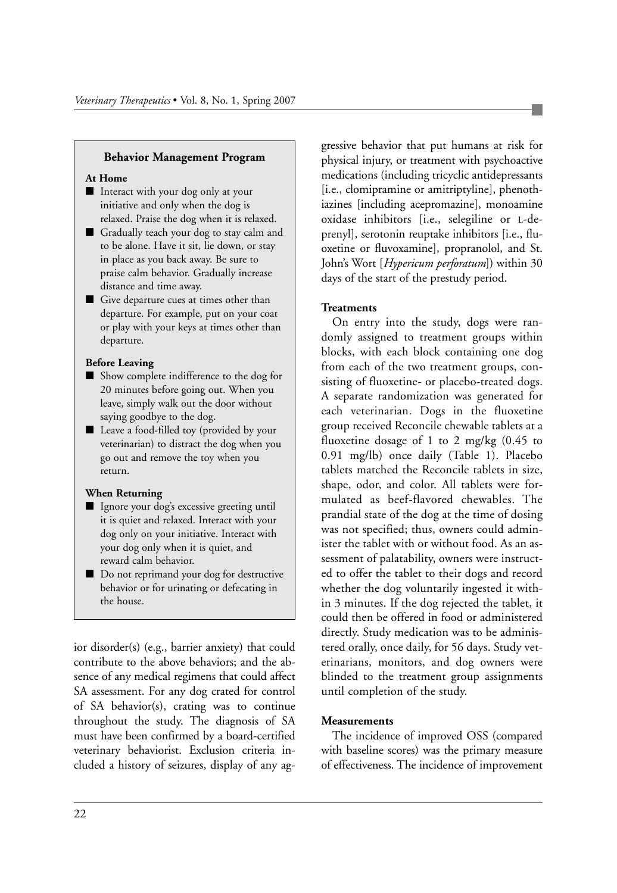**Behavior Management Program**

**At Home**

- Interact with your dog only at your initiative and only when the dog is relaxed. Praise the dog when it is relaxed.
- Gradually teach your dog to stay calm and to be alone. Have it sit, lie down, or stay in place as you back away. Be sure to praise calm behavior. Gradually increase distance and time away.
- Give departure cues at times other than departure. For example, put on your coat or play with your keys at times other than departure.

**Before Leaving**

- Show complete indifference to the dog for 20 minutes before going out. When you leave, simply walk out the door without saying goodbye to the dog.
- Leave a food-filled toy (provided by your veterinarian) to distract the dog when you go out and remove the toy when you return.

**When Returning**

- Ignore your dog's excessive greeting until it is quiet and relaxed. Interact with your dog only on your initiative. Interact with your dog only when it is quiet, and reward calm behavior.
- Do not reprimand your dog for destructive behavior or for urinating or defecating in the house.

ior disorder(s) (e.g., barrier anxiety) that could contribute to the above behaviors; and the absence of any medical regimens that could affect SA assessment. For any dog crated for control of SA behavior(s), crating was to continue throughout the study. The diagnosis of SA must have been confirmed by a board-certified veterinary behaviorist. Exclusion criteria included a history of seizures, display of any aggressive behavior that put humans at risk for physical injury, or treatment with psychoactive medications (including tricyclic antidepressants [i.e., clomipramine or amitriptyline], phenothiazines [including acepromazine], monoamine oxidase inhibitors [i.e., selegiline or L-deprenyl], serotonin reuptake inhibitors [i.e., fluoxetine or fluvoxamine], propranolol, and St. John's Wort [*Hypericum perforatum*]) within 30 days of the start of the prestudy period.

**Treatments**

On entry into the study, dogs were randomly assigned to treatment groups within blocks, with each block containing one dog from each of the two treatment groups, consisting of fluoxetine- or placebo-treated dogs. A separate randomization was generated for each veterinarian. Dogs in the fluoxetine group received Reconcile chewable tablets at a fluoxetine dosage of 1 to 2 mg/kg (0.45 to 0.91 mg/lb) once daily (Table 1). Placebo tablets matched the Reconcile tablets in size, shape, odor, and color. All tablets were formulated as beef-flavored chewables. The prandial state of the dog at the time of dosing was not specified; thus, owners could administer the tablet with or without food. As an assessment of palatability, owners were instructed to offer the tablet to their dogs and record whether the dog voluntarily ingested it within 3 minutes. If the dog rejected the tablet, it could then be offered in food or administered directly. Study medication was to be administered orally, once daily, for 56 days. Study veterinarians, monitors, and dog owners were blinded to the treatment group assignments until completion of the study.

**Measurements**

The incidence of improved OSS (compared with baseline scores) was the primary measure of effectiveness. The incidence of improvement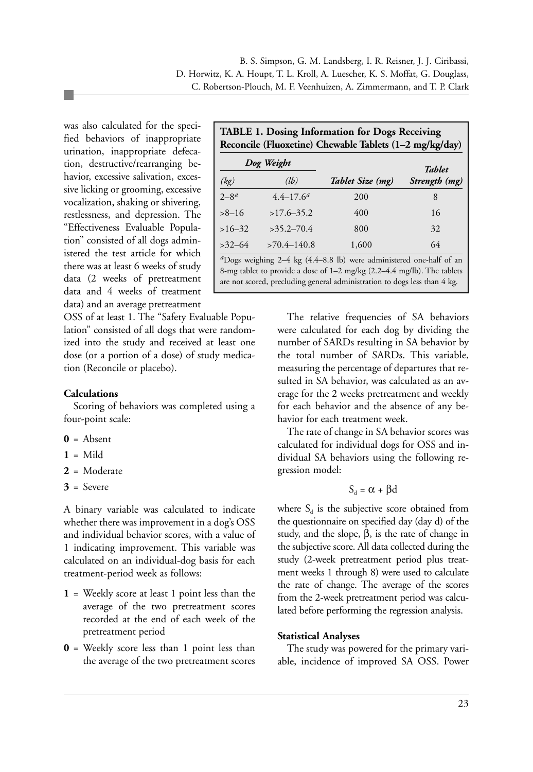was also calculated for the specified behaviors of inappropriate urination, inappropriate defecation, destructive/rearranging behavior, excessive salivation, excessive licking or grooming, excessive vocalization, shaking or shivering, restlessness, and depression. The "Effectiveness Evaluable Population" consisted of all dogs administered the test article for which there was at least 6 weeks of study data (2 weeks of pretreatment data and 4 weeks of treatment data) and an average pretreatment OSS of at least 1. The "Safety Evaluable Population" consisted of all dogs that were randomized into the study and received at least one dose (or a portion of a dose) of study medication (Reconcile or placebo).

**TABLE 1. Dosing Information for Dogs Receiving Reconcile (Fluoxetine) Chewable Tablets (1–2 mg/kg/day)**

| *Dog Weight* | | | |
|---|---|---|---|
| *(kg)* | *(lb)* | ***Tablet Size (mg)*** | ***Tablet Strength (mg)*** |
| 2–8[a] | 4.4–17.6[a] | 200 | 8 |
| >8–16 | >17.6–35.2 | 400 | 16 |
| >16–32 | >35.2–70.4 | 800 | 32 |
| >32–64 | >70.4–140.8 | 1,600 | 64 |

[a]Dogs weighing 2–4 kg (4.4–8.8 lb) were administered one-half of an 8-mg tablet to provide a dose of 1–2 mg/kg (2.2–4.4 mg/lb). The tablets are not scored, precluding general administration to dogs less than 4 kg.

### Calculations

Scoring of behaviors was completed using a four-point scale:

- **0** = Absent
- **1** = Mild
- **2** = Moderate
- **3** = Severe

A binary variable was calculated to indicate whether there was improvement in a dog's OSS and individual behavior scores, with a value of 1 indicating improvement. This variable was calculated on an individual-dog basis for each treatment-period week as follows:

- **1** = Weekly score at least 1 point less than the average of the two pretreatment scores recorded at the end of each week of the pretreatment period
- **0** = Weekly score less than 1 point less than the average of the two pretreatment scores

The relative frequencies of SA behaviors were calculated for each dog by dividing the number of SARDs resulting in SA behavior by the total number of SARDs. This variable, measuring the percentage of departures that resulted in SA behavior, was calculated as an average for the 2 weeks pretreatment and weekly for each behavior and the absence of any behavior for each treatment week.

The rate of change in SA behavior scores was calculated for individual dogs for OSS and individual SA behaviors using the following regression model:

$$S_d = \alpha + \beta d$$

where $S_d$ is the subjective score obtained from the questionnaire on specified day (day d) of the study, and the slope, $\beta$, is the rate of change in the subjective score. All data collected during the study (2-week pretreatment period plus treatment weeks 1 through 8) were used to calculate the rate of change. The average of the scores from the 2-week pretreatment period was calculated before performing the regression analysis.

### Statistical Analyses

The study was powered for the primary variable, incidence of improved SA OSS. Power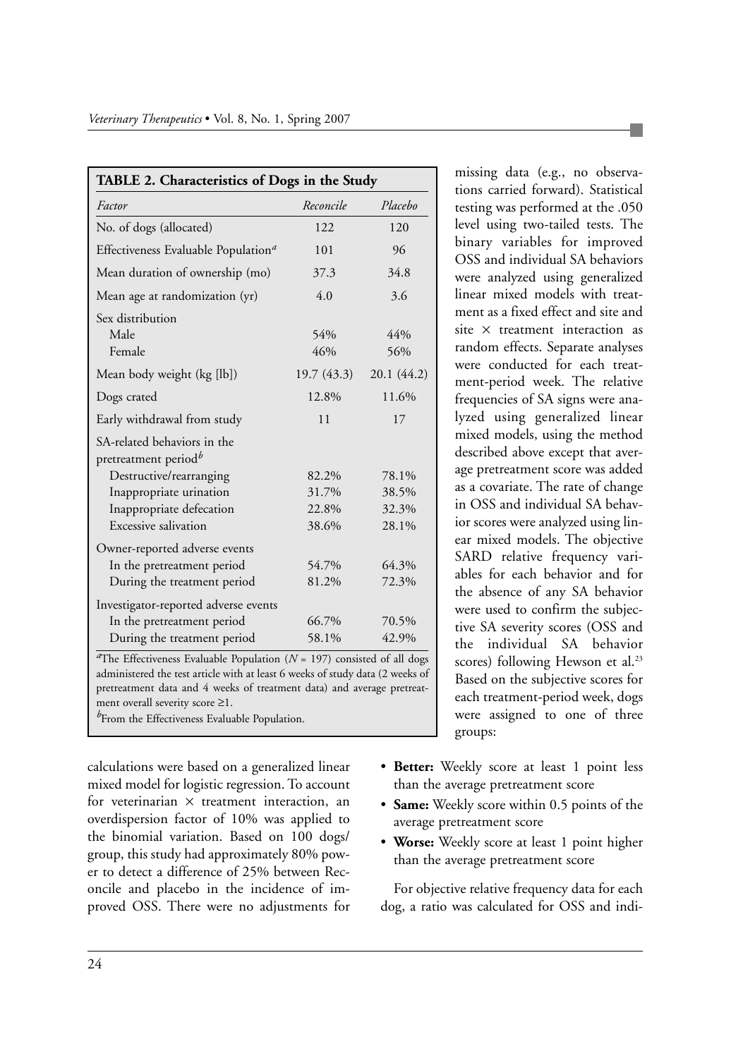**TABLE 2. Characteristics of Dogs in the Study**

| *Factor* | *Reconcile* | *Placebo* |
|---|---|---|
| No. of dogs (allocated) | 122 | 120 |
| Effectiveness Evaluable Population[a] | 101 | 96 |
| Mean duration of ownership (mo) | 37.3 | 34.8 |
| Mean age at randomization (yr) | 4.0 | 3.6 |
| Sex distribution | | |
| Male | 54% | 44% |
| Female | 46% | 56% |
| Mean body weight (kg [lb]) | 19.7 (43.3) | 20.1 (44.2) |
| Dogs crated | 12.8% | 11.6% |
| Early withdrawal from study | 11 | 17 |
| SA-related behaviors in the pretreatment period[b] | | |
| Destructive/rearranging | 82.2% | 78.1% |
| Inappropriate urination | 31.7% | 38.5% |
| Inappropriate defecation | 22.8% | 32.3% |
| Excessive salivation | 38.6% | 28.1% |
| Owner-reported adverse events | | |
| In the pretreatment period | 54.7% | 64.3% |
| During the treatment period | 81.2% | 72.3% |
| Investigator-reported adverse events | | |
| In the pretreatment period | 66.7% | 70.5% |
| During the treatment period | 58.1% | 42.9% |

[a]The Effectiveness Evaluable Population ($N$ = 197) consisted of all dogs administered the test article with at least 6 weeks of study data (2 weeks of pretreatment data and 4 weeks of treatment data) and average pretreatment overall severity score ≥1.

[b]From the Effectiveness Evaluable Population.

calculations were based on a generalized linear mixed model for logistic regression. To account for veterinarian × treatment interaction, an overdispersion factor of 10% was applied to the binomial variation. Based on 100 dogs/group, this study had approximately 80% power to detect a difference of 25% between Reconcile and placebo in the incidence of improved OSS. There were no adjustments for missing data (e.g., no observations carried forward). Statistical testing was performed at the .050 level using two-tailed tests. The binary variables for improved OSS and individual SA behaviors were analyzed using generalized linear mixed models with treatment as a fixed effect and site and site × treatment interaction as random effects. Separate analyses were conducted for each treatment-period week. The relative frequencies of SA signs were analyzed using generalized linear mixed models, using the method described above except that average pretreatment score was added as a covariate. The rate of change in OSS and individual SA behavior scores were analyzed using linear mixed models. The objective SARD relative frequency variables for each behavior and for the absence of any SA behavior were used to confirm the subjective SA severity scores (OSS and the individual SA behavior scores) following Hewson et al.[23] Based on the subjective scores for each treatment-period week, dogs were assigned to one of three groups:

- **Better:** Weekly score at least 1 point less than the average pretreatment score
- **Same:** Weekly score within 0.5 points of the average pretreatment score
- **Worse:** Weekly score at least 1 point higher than the average pretreatment score

For objective relative frequency data for each dog, a ratio was calculated for OSS and indi-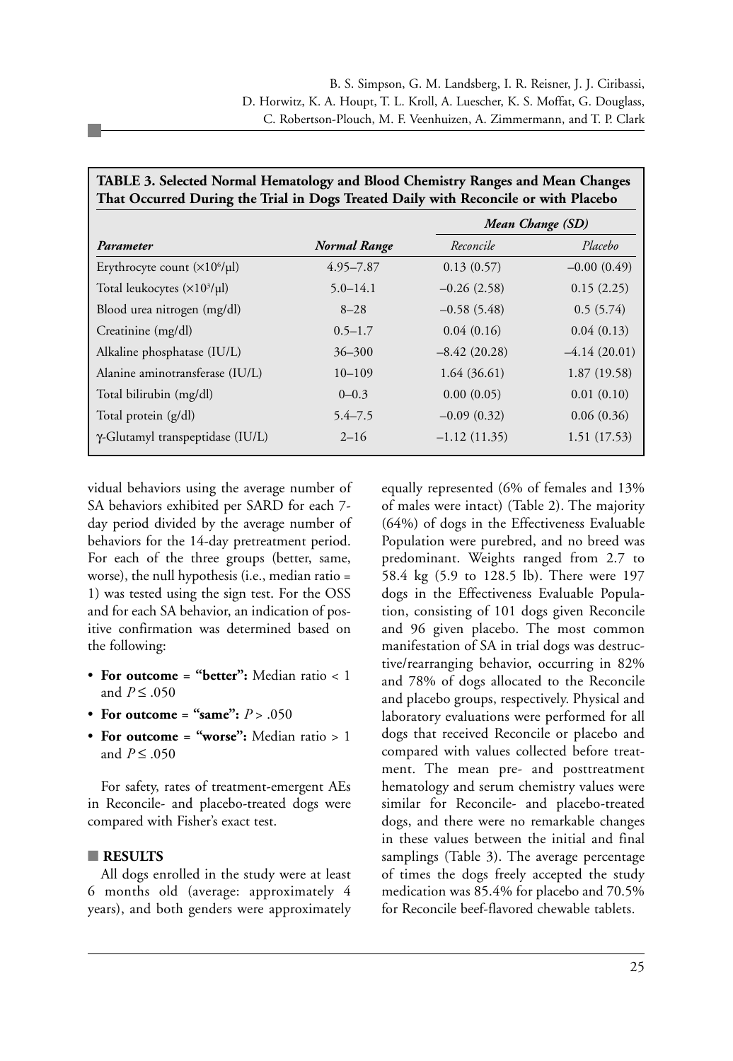**TABLE 3. Selected Normal Hematology and Blood Chemistry Ranges and Mean Changes That Occurred During the Trial in Dogs Treated Daily with Reconcile or with Placebo**

| | | *Mean Change (SD)* | |
|---|---|---|---|
| ***Parameter*** | ***Normal Range*** | *Reconcile* | *Placebo* |
| Erythrocyte count ($\times 10^6$/µl) | 4.95–7.87 | 0.13 (0.57) | –0.00 (0.49) |
| Total leukocytes ($\times 10^3$/µl) | 5.0–14.1 | –0.26 (2.58) | 0.15 (2.25) |
| Blood urea nitrogen (mg/dl) | 8–28 | –0.58 (5.48) | 0.5 (5.74) |
| Creatinine (mg/dl) | 0.5–1.7 | 0.04 (0.16) | 0.04 (0.13) |
| Alkaline phosphatase (IU/L) | 36–300 | –8.42 (20.28) | –4.14 (20.01) |
| Alanine aminotransferase (IU/L) | 10–109 | 1.64 (36.61) | 1.87 (19.58) |
| Total bilirubin (mg/dl) | 0–0.3 | 0.00 (0.05) | 0.01 (0.10) |
| Total protein (g/dl) | 5.4–7.5 | –0.09 (0.32) | 0.06 (0.36) |
| γ-Glutamyl transpeptidase (IU/L) | 2–16 | –1.12 (11.35) | 1.51 (17.53) |

vidual behaviors using the average number of SA behaviors exhibited per SARD for each 7-day period divided by the average number of behaviors for the 14-day pretreatment period. For each of the three groups (better, same, worse), the null hypothesis (i.e., median ratio = 1) was tested using the sign test. For the OSS and for each SA behavior, an indication of positive confirmation was determined based on the following:

- **For outcome = "better":** Median ratio < 1 and $P \leq .050$
- **For outcome = "same":** $P > .050$
- **For outcome = "worse":** Median ratio > 1 and $P \leq .050$

For safety, rates of treatment-emergent AEs in Reconcile- and placebo-treated dogs were compared with Fisher's exact test.

## RESULTS

All dogs enrolled in the study were at least 6 months old (average: approximately 4 years), and both genders were approximately equally represented (6% of females and 13% of males were intact) (Table 2). The majority (64%) of dogs in the Effectiveness Evaluable Population were purebred, and no breed was predominant. Weights ranged from 2.7 to 58.4 kg (5.9 to 128.5 lb). There were 197 dogs in the Effectiveness Evaluable Population, consisting of 101 dogs given Reconcile and 96 given placebo. The most common manifestation of SA in trial dogs was destructive/rearranging behavior, occurring in 82% and 78% of dogs allocated to the Reconcile and placebo groups, respectively. Physical and laboratory evaluations were performed for all dogs that received Reconcile or placebo and compared with values collected before treatment. The mean pre- and posttreatment hematology and serum chemistry values were similar for Reconcile- and placebo-treated dogs, and there were no remarkable changes in these values between the initial and final samplings (Table 3). The average percentage of times the dogs freely accepted the study medication was 85.4% for placebo and 70.5% for Reconcile beef-flavored chewable tablets.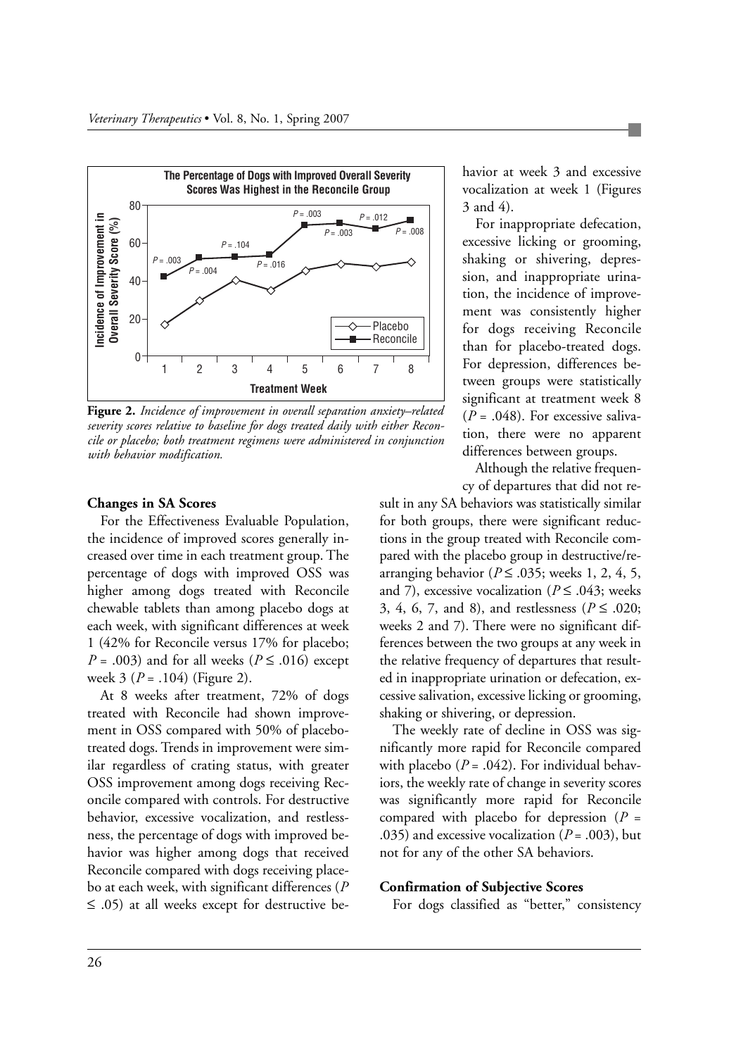**Figure 2.** *Incidence of improvement in overall separation anxiety–related severity scores relative to baseline for dogs treated daily with either Reconcile or placebo; both treatment regimens were administered in conjunction with behavior modification.*

### Changes in SA Scores

For the Effectiveness Evaluable Population, the incidence of improved scores generally increased over time in each treatment group. The percentage of dogs with improved OSS was higher among dogs treated with Reconcile chewable tablets than among placebo dogs at each week, with significant differences at week 1 (42% for Reconcile versus 17% for placebo; $P = .003$) and for all weeks ($P \leq .016$) except week 3 ($P = .104$) (Figure 2).

At 8 weeks after treatment, 72% of dogs treated with Reconcile had shown improvement in OSS compared with 50% of placebo-treated dogs. Trends in improvement were similar regardless of crating status, with greater OSS improvement among dogs receiving Reconcile compared with controls. For destructive behavior, excessive vocalization, and restlessness, the percentage of dogs with improved behavior was higher among dogs that received Reconcile compared with dogs receiving placebo at each week, with significant differences ($P \leq .05$) at all weeks except for destructive behavior at week 3 and excessive vocalization at week 1 (Figures 3 and 4).

For inappropriate defecation, excessive licking or grooming, shaking or shivering, depression, and inappropriate urination, the incidence of improvement was consistently higher for dogs receiving Reconcile than for placebo-treated dogs. For depression, differences between groups were statistically significant at treatment week 8 ($P = .048$). For excessive salivation, there were no apparent differences between groups.

Although the relative frequency of departures that did not result in any SA behaviors was statistically similar for both groups, there were significant reductions in the group treated with Reconcile compared with the placebo group in destructive/rearranging behavior ($P \leq .035$; weeks 1, 2, 4, 5, and 7), excessive vocalization ($P \leq .043$; weeks 3, 4, 6, 7, and 8), and restlessness ($P \leq .020$; weeks 2 and 7). There were no significant differences between the two groups at any week in the relative frequency of departures that resulted in inappropriate urination or defecation, excessive salivation, excessive licking or grooming, shaking or shivering, or depression.

The weekly rate of decline in OSS was significantly more rapid for Reconcile compared with placebo ($P = .042$). For individual behaviors, the weekly rate of change in severity scores was significantly more rapid for Reconcile compared with placebo for depression ($P = .035$) and excessive vocalization ($P = .003$), but not for any of the other SA behaviors.

### Confirmation of Subjective Scores

For dogs classified as "better," consistency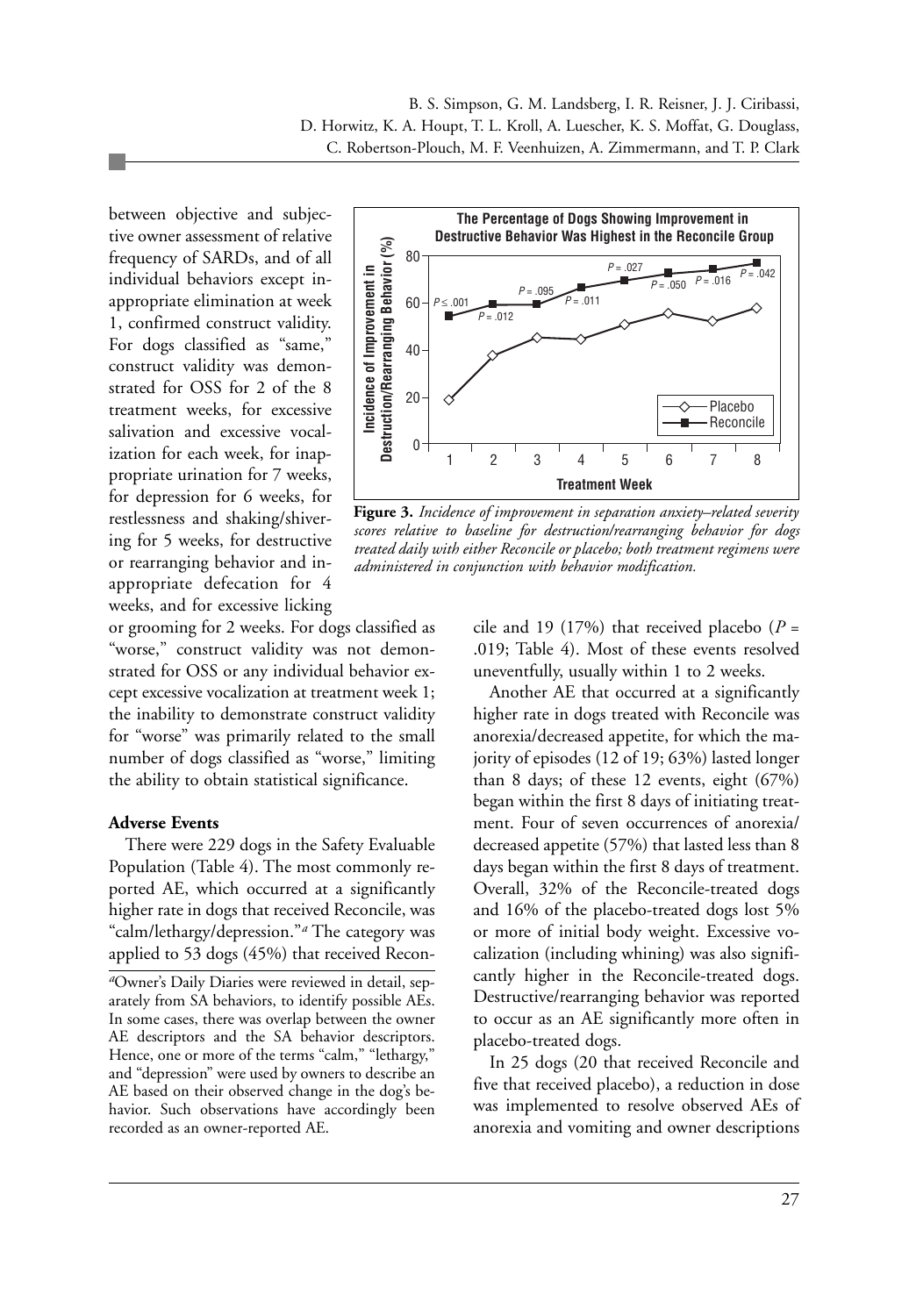between objective and subjective owner assessment of relative frequency of SARDs, and of all individual behaviors except inappropriate elimination at week 1, confirmed construct validity. For dogs classified as "same," construct validity was demonstrated for OSS for 2 of the 8 treatment weeks, for excessive salivation and excessive vocalization for each week, for inappropriate urination for 7 weeks, for depression for 6 weeks, for restlessness and shaking/shivering for 5 weeks, for destructive or rearranging behavior and inappropriate defecation for 4 weeks, and for excessive licking or grooming for 2 weeks. For dogs classified as "worse," construct validity was not demonstrated for OSS or any individual behavior except excessive vocalization at treatment week 1; the inability to demonstrate construct validity for "worse" was primarily related to the small number of dogs classified as "worse," limiting the ability to obtain statistical significance.

**Figure 3.** *Incidence of improvement in separation anxiety–related severity scores relative to baseline for destruction/rearranging behavior for dogs treated daily with either Reconcile or placebo; both treatment regimens were administered in conjunction with behavior modification.*

### Adverse Events

There were 229 dogs in the Safety Evaluable Population (Table 4). The most commonly reported AE, which occurred at a significantly higher rate in dogs that received Reconcile, was "calm/lethargy/depression."[a] The category was applied to 53 dogs (45%) that received Reconcile and 19 (17%) that received placebo ($P = .019$; Table 4). Most of these events resolved uneventfully, usually within 1 to 2 weeks.

Another AE that occurred at a significantly higher rate in dogs treated with Reconcile was anorexia/decreased appetite, for which the majority of episodes (12 of 19; 63%) lasted longer than 8 days; of these 12 events, eight (67%) began within the first 8 days of initiating treatment. Four of seven occurrences of anorexia/decreased appetite (57%) that lasted less than 8 days began within the first 8 days of treatment. Overall, 32% of the Reconcile-treated dogs and 16% of the placebo-treated dogs lost 5% or more of initial body weight. Excessive vocalization (including whining) was also significantly higher in the Reconcile-treated dogs. Destructive/rearranging behavior was reported to occur as an AE significantly more often in placebo-treated dogs.

In 25 dogs (20 that received Reconcile and five that received placebo), a reduction in dose was implemented to resolve observed AEs of anorexia and vomiting and owner descriptions

[a]Owner's Daily Diaries were reviewed in detail, separately from SA behaviors, to identify possible AEs. In some cases, there was overlap between the owner AE descriptors and the SA behavior descriptors. Hence, one or more of the terms "calm," "lethargy," and "depression" were used by owners to describe an AE based on their observed change in the dog's behavior. Such observations have accordingly been recorded as an owner-reported AE.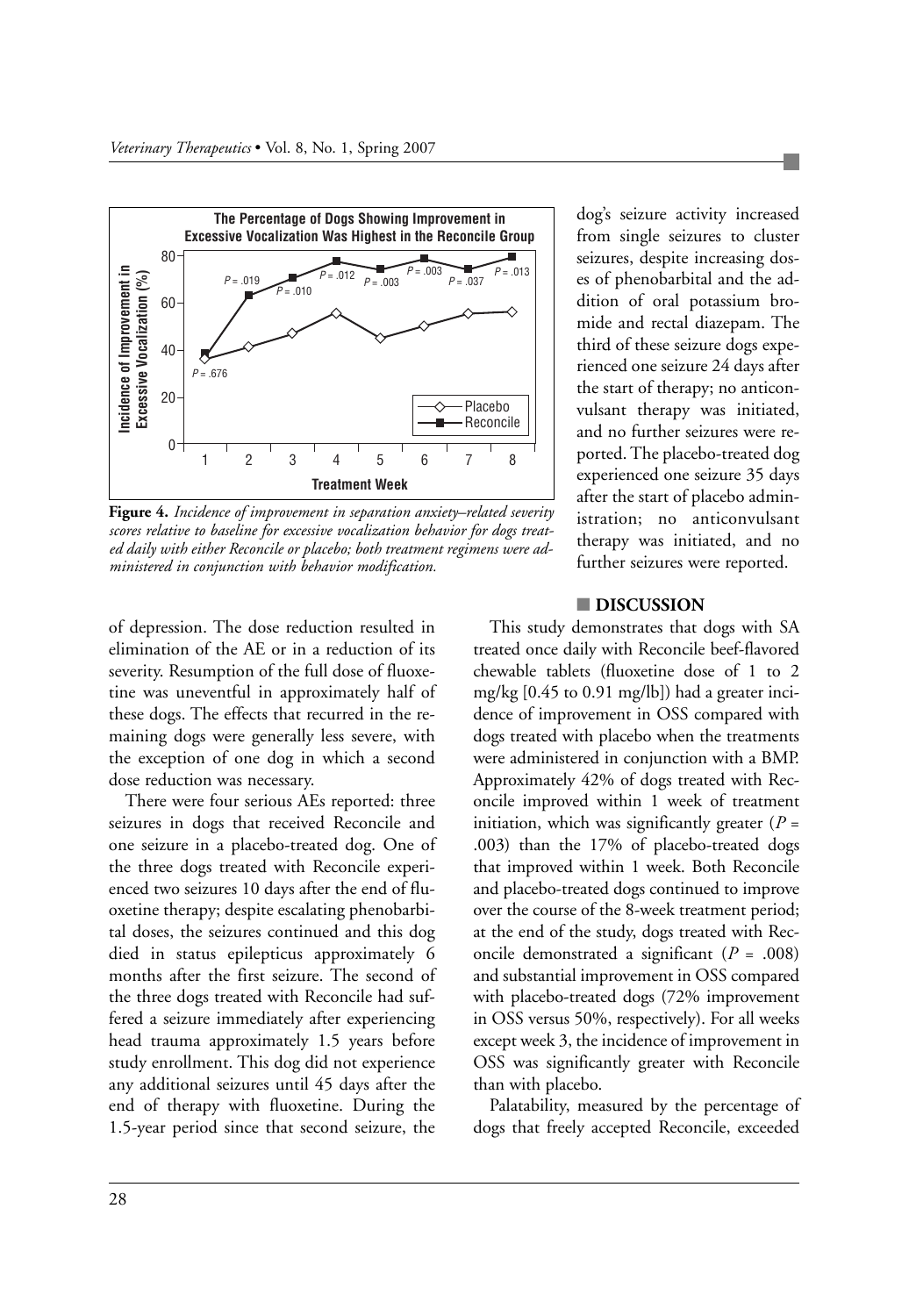**The Percentage of Dogs Showing Improvement in Excessive Vocalization Was Highest in the Reconcile Group**

**Figure 4.** *Incidence of improvement in separation anxiety–related severity scores relative to baseline for excessive vocalization behavior for dogs treated daily with either Reconcile or placebo; both treatment regimens were administered in conjunction with behavior modification.*

of depression. The dose reduction resulted in elimination of the AE or in a reduction of its severity. Resumption of the full dose of fluoxetine was uneventful in approximately half of these dogs. The effects that recurred in the remaining dogs were generally less severe, with the exception of one dog in which a second dose reduction was necessary.

There were four serious AEs reported: three seizures in dogs that received Reconcile and one seizure in a placebo-treated dog. One of the three dogs treated with Reconcile experienced two seizures 10 days after the end of fluoxetine therapy; despite escalating phenobarbital doses, the seizures continued and this dog died in status epilepticus approximately 6 months after the first seizure. The second of the three dogs treated with Reconcile had suffered a seizure immediately after experiencing head trauma approximately 1.5 years before study enrollment. This dog did not experience any additional seizures until 45 days after the end of therapy with fluoxetine. During the 1.5-year period since that second seizure, the dog's seizure activity increased from single seizures to cluster seizures, despite increasing doses of phenobarbital and the addition of oral potassium bromide and rectal diazepam. The third of these seizure dogs experienced one seizure 24 days after the start of therapy; no anticonvulsant therapy was initiated, and no further seizures were reported. The placebo-treated dog experienced one seizure 35 days after the start of placebo administration; no anticonvulsant therapy was initiated, and no further seizures were reported.

## DISCUSSION

This study demonstrates that dogs with SA treated once daily with Reconcile beef-flavored chewable tablets (fluoxetine dose of 1 to 2 mg/kg [0.45 to 0.91 mg/lb]) had a greater incidence of improvement in OSS compared with dogs treated with placebo when the treatments were administered in conjunction with a BMP. Approximately 42% of dogs treated with Reconcile improved within 1 week of treatment initiation, which was significantly greater ($P = .003$) than the 17% of placebo-treated dogs that improved within 1 week. Both Reconcile and placebo-treated dogs continued to improve over the course of the 8-week treatment period; at the end of the study, dogs treated with Reconcile demonstrated a significant ($P = .008$) and substantial improvement in OSS compared with placebo-treated dogs (72% improvement in OSS versus 50%, respectively). For all weeks except week 3, the incidence of improvement in OSS was significantly greater with Reconcile than with placebo.

Palatability, measured by the percentage of dogs that freely accepted Reconcile, exceeded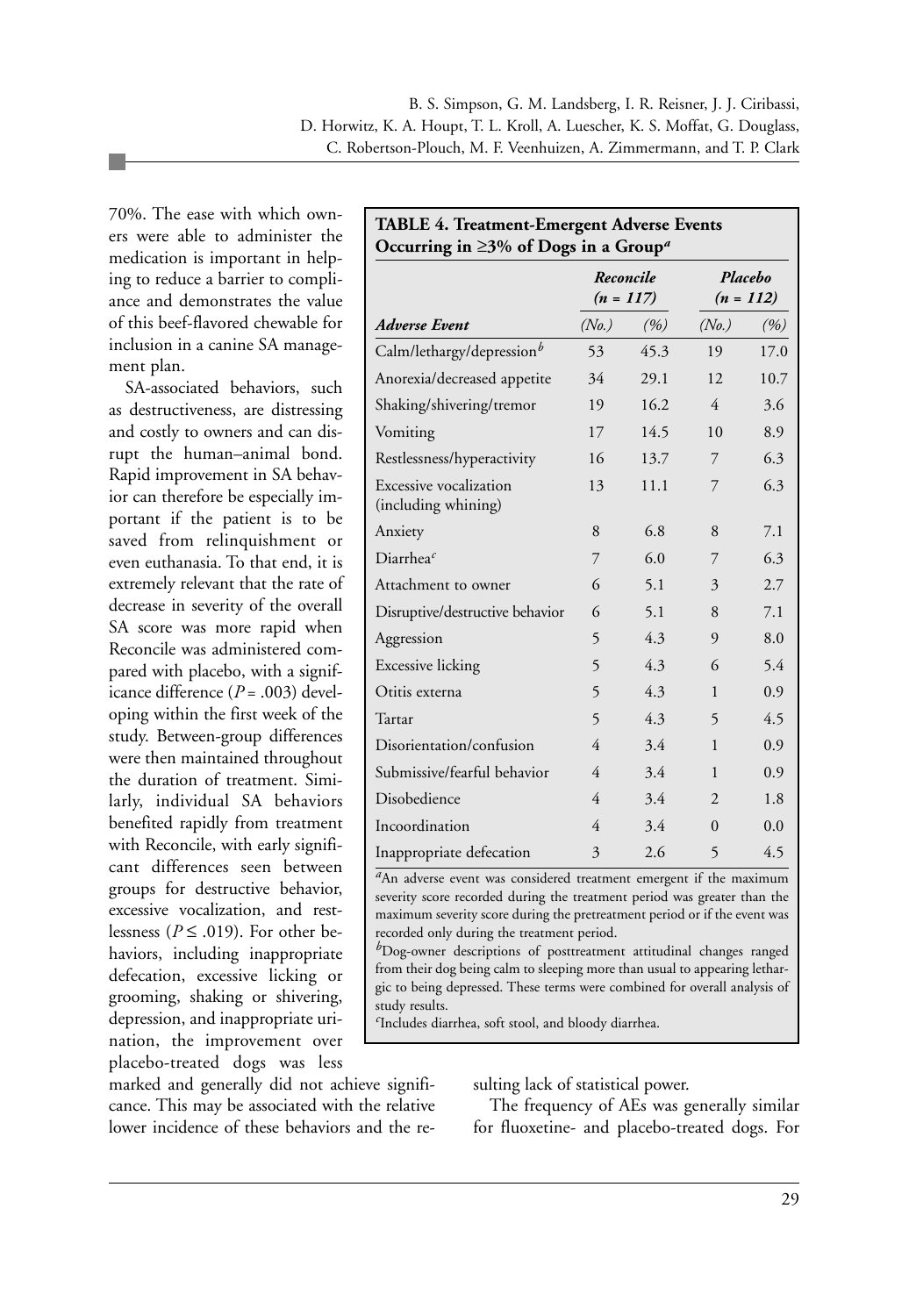70%. The ease with which owners were able to administer the medication is important in helping to reduce a barrier to compliance and demonstrates the value of this beef-flavored chewable for inclusion in a canine SA management plan.

SA-associated behaviors, such as destructiveness, are distressing and costly to owners and can disrupt the human–animal bond. Rapid improvement in SA behavior can therefore be especially important if the patient is to be saved from relinquishment or even euthanasia. To that end, it is extremely relevant that the rate of decrease in severity of the overall SA score was more rapid when Reconcile was administered compared with placebo, with a significance difference ($P = .003$) developing within the first week of the study. Between-group differences were then maintained throughout the duration of treatment. Similarly, individual SA behaviors benefited rapidly from treatment with Reconcile, with early significant differences seen between groups for destructive behavior, excessive vocalization, and restlessness ($P \leq .019$). For other behaviors, including inappropriate defecation, excessive licking or grooming, shaking or shivering, depression, and inappropriate urination, the improvement over placebo-treated dogs was less marked and generally did not achieve significance. This may be associated with the relative lower incidence of these behaviors and the resulting lack of statistical power.

**TABLE 4. Treatment-Emergent Adverse Events Occurring in ≥3% of Dogs in a Group[a]**

| | *Reconcile (n = 117)* | | *Placebo (n = 112)* | |
|---|---|---|---|---|
| ***Adverse Event*** | *(No.)* | *(%)* | *(No.)* | *(%)* |
| Calm/lethargy/depression[b] | 53 | 45.3 | 19 | 17.0 |
| Anorexia/decreased appetite | 34 | 29.1 | 12 | 10.7 |
| Shaking/shivering/tremor | 19 | 16.2 | 4 | 3.6 |
| Vomiting | 17 | 14.5 | 10 | 8.9 |
| Restlessness/hyperactivity | 16 | 13.7 | 7 | 6.3 |
| Excessive vocalization (including whining) | 13 | 11.1 | 7 | 6.3 |
| Anxiety | 8 | 6.8 | 8 | 7.1 |
| Diarrhea[c] | 7 | 6.0 | 7 | 6.3 |
| Attachment to owner | 6 | 5.1 | 3 | 2.7 |
| Disruptive/destructive behavior | 6 | 5.1 | 8 | 7.1 |
| Aggression | 5 | 4.3 | 9 | 8.0 |
| Excessive licking | 5 | 4.3 | 6 | 5.4 |
| Otitis externa | 5 | 4.3 | 1 | 0.9 |
| Tartar | 5 | 4.3 | 5 | 4.5 |
| Disorientation/confusion | 4 | 3.4 | 1 | 0.9 |
| Submissive/fearful behavior | 4 | 3.4 | 1 | 0.9 |
| Disobedience | 4 | 3.4 | 2 | 1.8 |
| Incoordination | 4 | 3.4 | 0 | 0.0 |
| Inappropriate defecation | 3 | 2.6 | 5 | 4.5 |

[a]An adverse event was considered treatment emergent if the maximum severity score recorded during the treatment period was greater than the maximum severity score during the pretreatment period or if the event was recorded only during the treatment period.

[b]Dog-owner descriptions of posttreatment attitudinal changes ranged from their dog being calm to sleeping more than usual to appearing lethargic to being depressed. These terms were combined for overall analysis of study results.

[c]Includes diarrhea, soft stool, and bloody diarrhea.

The frequency of AEs was generally similar for fluoxetine- and placebo-treated dogs. For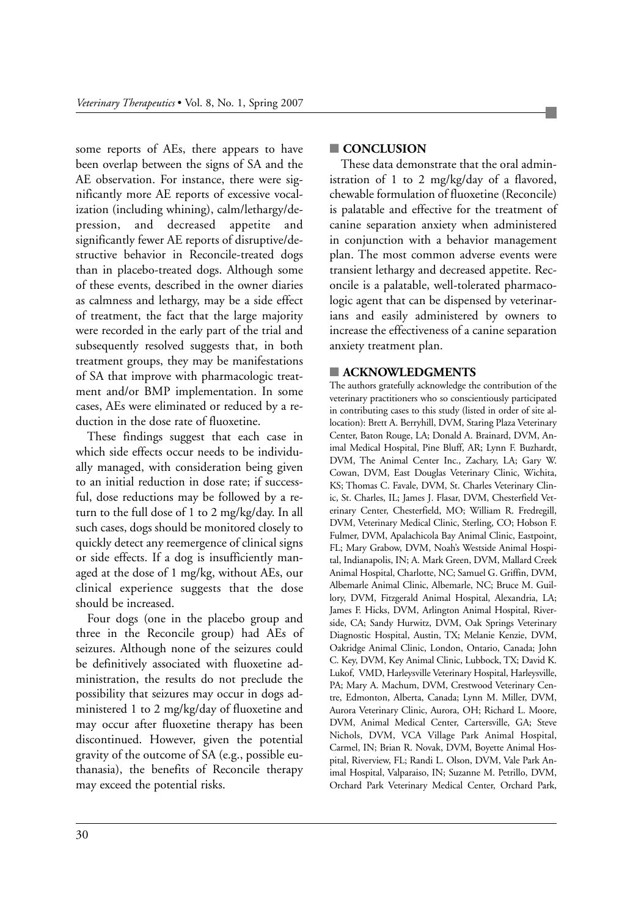some reports of AEs, there appears to have been overlap between the signs of SA and the AE observation. For instance, there were significantly more AE reports of excessive vocalization (including whining), calm/lethargy/depression, and decreased appetite and significantly fewer AE reports of disruptive/destructive behavior in Reconcile-treated dogs than in placebo-treated dogs. Although some of these events, described in the owner diaries as calmness and lethargy, may be a side effect of treatment, the fact that the large majority were recorded in the early part of the trial and subsequently resolved suggests that, in both treatment groups, they may be manifestations of SA that improve with pharmacologic treatment and/or BMP implementation. In some cases, AEs were eliminated or reduced by a reduction in the dose rate of fluoxetine.

These findings suggest that each case in which side effects occur needs to be individually managed, with consideration being given to an initial reduction in dose rate; if successful, dose reductions may be followed by a return to the full dose of 1 to 2 mg/kg/day. In all such cases, dogs should be monitored closely to quickly detect any reemergence of clinical signs or side effects. If a dog is insufficiently managed at the dose of 1 mg/kg, without AEs, our clinical experience suggests that the dose should be increased.

Four dogs (one in the placebo group and three in the Reconcile group) had AEs of seizures. Although none of the seizures could be definitively associated with fluoxetine administration, the results do not preclude the possibility that seizures may occur in dogs administered 1 to 2 mg/kg/day of fluoxetine and may occur after fluoxetine therapy has been discontinued. However, given the potential gravity of the outcome of SA (e.g., possible euthanasia), the benefits of Reconcile therapy may exceed the potential risks.

## CONCLUSION

These data demonstrate that the oral administration of 1 to 2 mg/kg/day of a flavored, chewable formulation of fluoxetine (Reconcile) is palatable and effective for the treatment of canine separation anxiety when administered in conjunction with a behavior management plan. The most common adverse events were transient lethargy and decreased appetite. Reconcile is a palatable, well-tolerated pharmacologic agent that can be dispensed by veterinarians and easily administered by owners to increase the effectiveness of a canine separation anxiety treatment plan.

## ACKNOWLEDGMENTS

The authors gratefully acknowledge the contribution of the veterinary practitioners who so conscientiously participated in contributing cases to this study (listed in order of site allocation): Brett A. Berryhill, DVM, Staring Plaza Veterinary Center, Baton Rouge, LA; Donald A. Brainard, DVM, Animal Medical Hospital, Pine Bluff, AR; Lynn F. Buzhardt, DVM, The Animal Center Inc., Zachary, LA; Gary W. Cowan, DVM, East Douglas Veterinary Clinic, Wichita, KS; Thomas C. Favale, DVM, St. Charles Veterinary Clinic, St. Charles, IL; James J. Flasar, DVM, Chesterfield Veterinary Center, Chesterfield, MO; William R. Fredregill, DVM, Veterinary Medical Clinic, Sterling, CO; Hobson F. Fulmer, DVM, Apalachicola Bay Animal Clinic, Eastpoint, FL; Mary Grabow, DVM, Noah's Westside Animal Hospital, Indianapolis, IN; A. Mark Green, DVM, Mallard Creek Animal Hospital, Charlotte, NC; Samuel G. Griffin, DVM, Albemarle Animal Clinic, Albemarle, NC; Bruce M. Guillory, DVM, Fitzgerald Animal Hospital, Alexandria, LA; James F. Hicks, DVM, Arlington Animal Hospital, Riverside, CA; Sandy Hurwitz, DVM, Oak Springs Veterinary Diagnostic Hospital, Austin, TX; Melanie Kenzie, DVM, Oakridge Animal Clinic, London, Ontario, Canada; John C. Key, DVM, Key Animal Clinic, Lubbock, TX; David K. Lukof, VMD, Harleysville Veterinary Hospital, Harleysville, PA; Mary A. Machum, DVM, Crestwood Veterinary Centre, Edmonton, Alberta, Canada; Lynn M. Miller, DVM, Aurora Veterinary Clinic, Aurora, OH; Richard L. Moore, DVM, Animal Medical Center, Cartersville, GA; Steve Nichols, DVM, VCA Village Park Animal Hospital, Carmel, IN; Brian R. Novak, DVM, Boyette Animal Hospital, Riverview, FL; Randi L. Olson, DVM, Vale Park Animal Hospital, Valparaiso, IN; Suzanne M. Petrillo, DVM, Orchard Park Veterinary Medical Center, Orchard Park,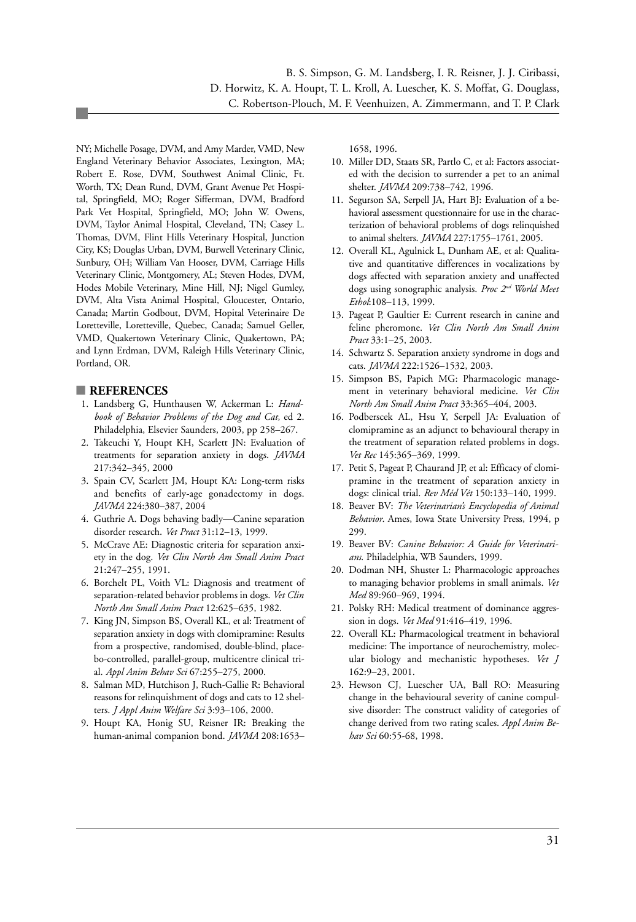NY; Michelle Posage, DVM, and Amy Marder, VMD, New England Veterinary Behavior Associates, Lexington, MA; Robert E. Rose, DVM, Southwest Animal Clinic, Ft. Worth, TX; Dean Rund, DVM, Grant Avenue Pet Hospital, Springfield, MO; Roger Sifferman, DVM, Bradford Park Vet Hospital, Springfield, MO; John W. Owens, DVM, Taylor Animal Hospital, Cleveland, TN; Casey L. Thomas, DVM, Flint Hills Veterinary Hospital, Junction City, KS; Douglas Urban, DVM, Burwell Veterinary Clinic, Sunbury, OH; William Van Hooser, DVM, Carriage Hills Veterinary Clinic, Montgomery, AL; Steven Hodes, DVM, Hodes Mobile Veterinary, Mine Hill, NJ; Nigel Gumley, DVM, Alta Vista Animal Hospital, Gloucester, Ontario, Canada; Martin Godbout, DVM, Hopital Veterinaire De Loretteville, Loretteville, Quebec, Canada; Samuel Geller, VMD, Quakertown Veterinary Clinic, Quakertown, PA; and Lynn Erdman, DVM, Raleigh Hills Veterinary Clinic, Portland, OR.

## REFERENCES

1. Landsberg G, Hunthausen W, Ackerman L: *Handbook of Behavior Problems of the Dog and Cat,* ed 2. Philadelphia, Elsevier Saunders, 2003, pp 258–267.
2. Takeuchi Y, Houpt KH, Scarlett JN: Evaluation of treatments for separation anxiety in dogs. *JAVMA* 217:342–345, 2000
3. Spain CV, Scarlett JM, Houpt KA: Long-term risks and benefits of early-age gonadectomy in dogs. *JAVMA* 224:380–387, 2004
4. Guthrie A. Dogs behaving badly—Canine separation disorder research. *Vet Pract* 31:12–13, 1999.
5. McCrave AE: Diagnostic criteria for separation anxiety in the dog. *Vet Clin North Am Small Anim Pract* 21:247–255, 1991.
6. Borchelt PL, Voith VL: Diagnosis and treatment of separation-related behavior problems in dogs. *Vet Clin North Am Small Anim Pract* 12:625–635, 1982.
7. King JN, Simpson BS, Overall KL, et al: Treatment of separation anxiety in dogs with clomipramine: Results from a prospective, randomised, double-blind, placebo-controlled, parallel-group, multicentre clinical trial. *Appl Anim Behav Sci* 67:255–275, 2000.
8. Salman MD, Hutchison J, Ruch-Gallie R: Behavioral reasons for relinquishment of dogs and cats to 12 shelters. *J Appl Anim Welfare Sci* 3:93–106, 2000.
9. Houpt KA, Honig SU, Reisner IR: Breaking the human-animal companion bond. *JAVMA* 208:1653–1658, 1996.
10. Miller DD, Staats SR, Partlo C, et al: Factors associated with the decision to surrender a pet to an animal shelter. *JAVMA* 209:738–742, 1996.
11. Segurson SA, Serpell JA, Hart BJ: Evaluation of a behavioral assessment questionnaire for use in the characterization of behavioral problems of dogs relinquished to animal shelters. *JAVMA* 227:1755–1761, 2005.
12. Overall KL, Agulnick L, Dunham AE, et al: Qualitative and quantitative differences in vocalizations by dogs affected with separation anxiety and unaffected dogs using sonographic analysis. *Proc 2nd World Meet Ethol*:108–113, 1999.
13. Pageat P, Gaultier E: Current research in canine and feline pheromone. *Vet Clin North Am Small Anim Pract* 33:1–25, 2003.
14. Schwartz S. Separation anxiety syndrome in dogs and cats. *JAVMA* 222:1526–1532, 2003.
15. Simpson BS, Papich MG: Pharmacologic management in veterinary behavioral medicine. *Vet Clin North Am Small Anim Pract* 33:365–404, 2003.
16. Podberscek AL, Hsu Y, Serpell JA: Evaluation of clomipramine as an adjunct to behavioural therapy in the treatment of separation related problems in dogs. *Vet Rec* 145:365–369, 1999.
17. Petit S, Pageat P, Chaurand JP, et al: Efficacy of clomipramine in the treatment of separation anxiety in dogs: clinical trial. *Rev Méd Vét* 150:133–140, 1999.
18. Beaver BV: *The Veterinarian's Encyclopedia of Animal Behavior*. Ames, Iowa State University Press, 1994, p 299.
19. Beaver BV: *Canine Behavior: A Guide for Veterinarians.* Philadelphia, WB Saunders, 1999.
20. Dodman NH, Shuster L: Pharmacologic approaches to managing behavior problems in small animals. *Vet Med* 89:960–969, 1994.
21. Polsky RH: Medical treatment of dominance aggression in dogs. *Vet Med* 91:416–419, 1996.
22. Overall KL: Pharmacological treatment in behavioral medicine: The importance of neurochemistry, molecular biology and mechanistic hypotheses. *Vet J* 162:9–23, 2001.
23. Hewson CJ, Luescher UA, Ball RO: Measuring change in the behavioural severity of canine compulsive disorder: The construct validity of categories of change derived from two rating scales. *Appl Anim Behav Sci* 60:55-68, 1998.